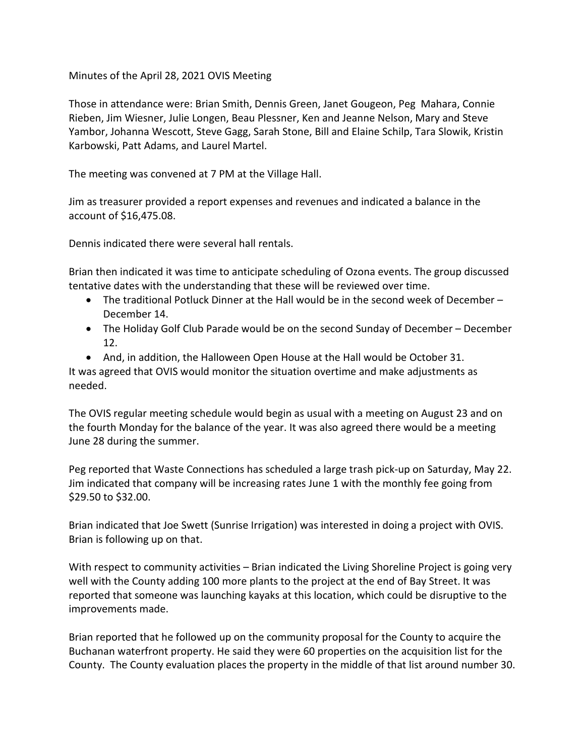Minutes of the April 28, 2021 OVIS Meeting

Those in attendance were: Brian Smith, Dennis Green, Janet Gougeon, Peg Mahara, Connie Rieben, Jim Wiesner, Julie Longen, Beau Plessner, Ken and Jeanne Nelson, Mary and Steve Yambor, Johanna Wescott, Steve Gagg, Sarah Stone, Bill and Elaine Schilp, Tara Slowik, Kristin Karbowski, Patt Adams, and Laurel Martel.

The meeting was convened at 7 PM at the Village Hall.

Jim as treasurer provided a report expenses and revenues and indicated a balance in the account of $16,475.08.

Dennis indicated there were several hall rentals.

Brian then indicated it was time to anticipate scheduling of Ozona events. The group discussed tentative dates with the understanding that these will be reviewed over time.

- The traditional Potluck Dinner at the Hall would be in the second week of December – December 14.
- The Holiday Golf Club Parade would be on the second Sunday of December – December 12.
- And, in addition, the Halloween Open House at the Hall would be October 31.

It was agreed that OVIS would monitor the situation overtime and make adjustments as needed.

The OVIS regular meeting schedule would begin as usual with a meeting on August 23 and on the fourth Monday for the balance of the year. It was also agreed there would be a meeting June 28 during the summer.

Peg reported that Waste Connections has scheduled a large trash pick-up on Saturday, May 22. Jim indicated that company will be increasing rates June 1 with the monthly fee going from $29.50 to $32.00.

Brian indicated that Joe Swett (Sunrise Irrigation) was interested in doing a project with OVIS. Brian is following up on that.

With respect to community activities – Brian indicated the Living Shoreline Project is going very well with the County adding 100 more plants to the project at the end of Bay Street. It was reported that someone was launching kayaks at this location, which could be disruptive to the improvements made.

Brian reported that he followed up on the community proposal for the County to acquire the Buchanan waterfront property. He said they were 60 properties on the acquisition list for the County. The County evaluation places the property in the middle of that list around number 30.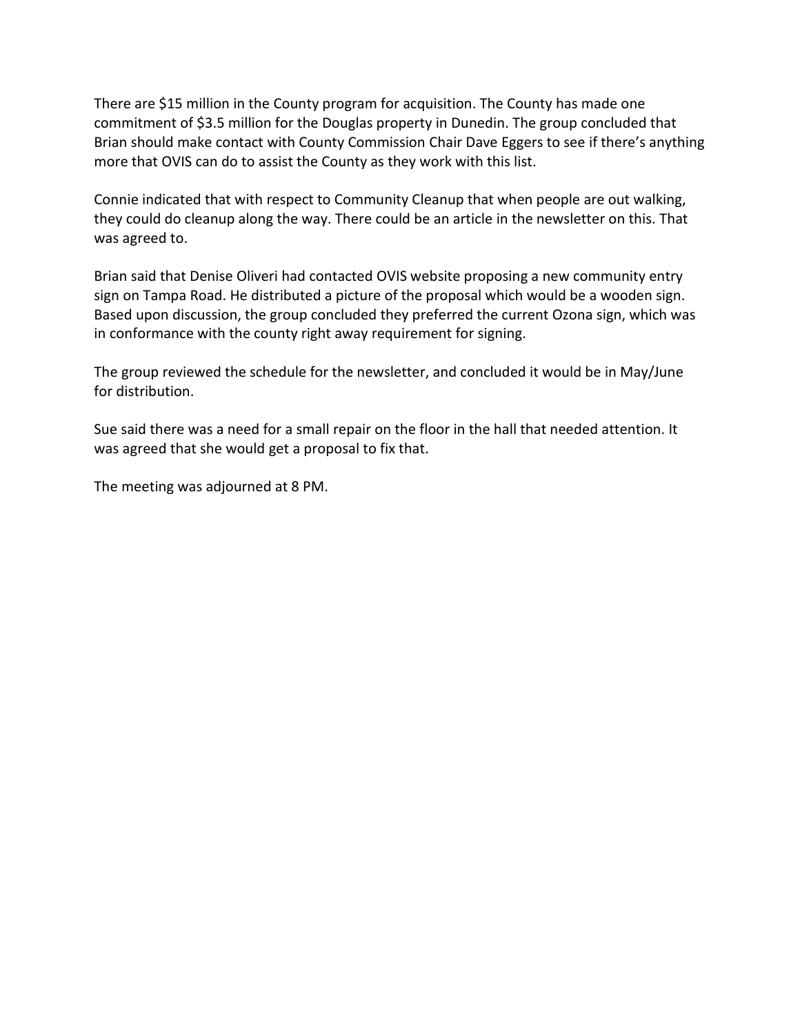There are $15 million in the County program for acquisition. The County has made one commitment of $3.5 million for the Douglas property in Dunedin. The group concluded that Brian should make contact with County Commission Chair Dave Eggers to see if there's anything more that OVIS can do to assist the County as they work with this list.

Connie indicated that with respect to Community Cleanup that when people are out walking, they could do cleanup along the way. There could be an article in the newsletter on this. That was agreed to.

Brian said that Denise Oliveri had contacted OVIS website proposing a new community entry sign on Tampa Road. He distributed a picture of the proposal which would be a wooden sign. Based upon discussion, the group concluded they preferred the current Ozona sign, which was in conformance with the county right away requirement for signing.

The group reviewed the schedule for the newsletter, and concluded it would be in May/June for distribution.

Sue said there was a need for a small repair on the floor in the hall that needed attention. It was agreed that she would get a proposal to fix that.

The meeting was adjourned at 8 PM.